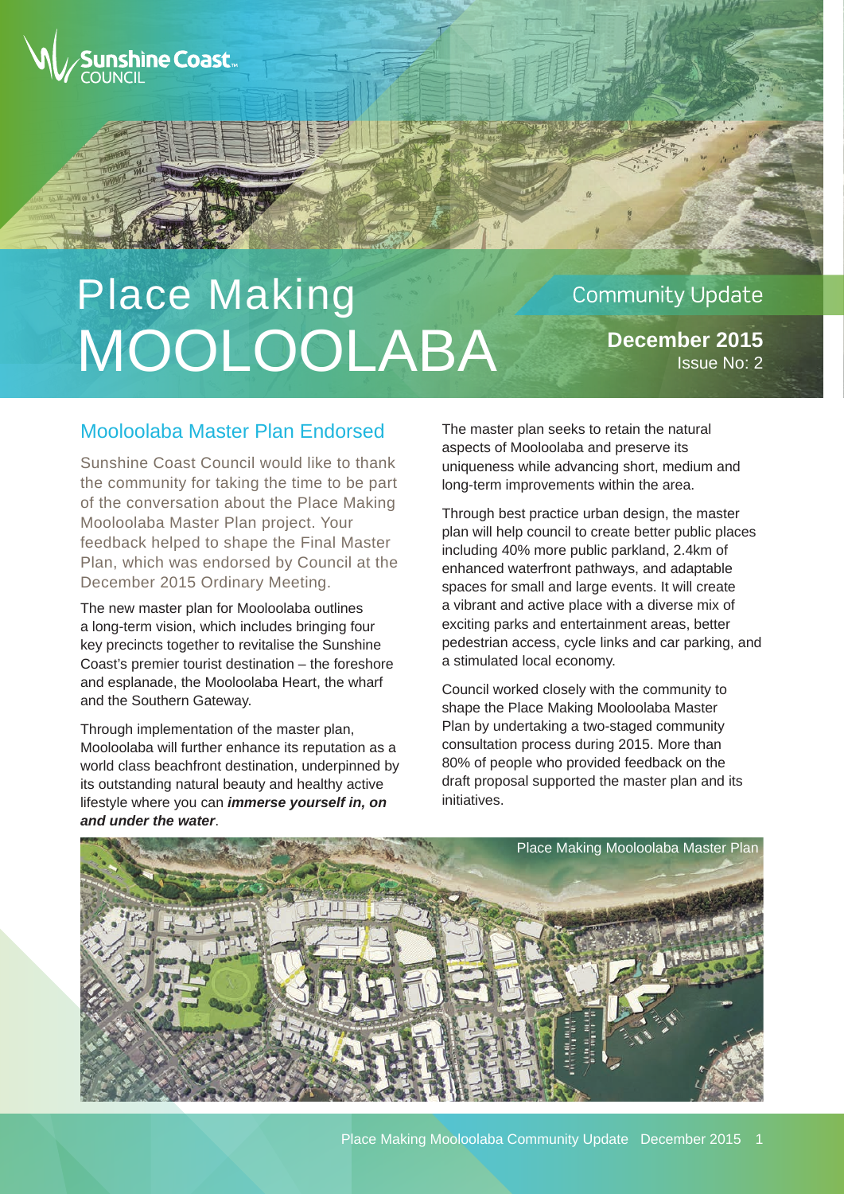Sunshine Coast COUNCIL

# Place Making MOOLOOLABA

Community Update

**December 2015**
Issue No: 2

## Mooloolaba Master Plan Endorsed

Sunshine Coast Council would like to thank the community for taking the time to be part of the conversation about the Place Making Mooloolaba Master Plan project. Your feedback helped to shape the Final Master Plan, which was endorsed by Council at the December 2015 Ordinary Meeting.

The new master plan for Mooloolaba outlines a long-term vision, which includes bringing four key precincts together to revitalise the Sunshine Coast's premier tourist destination – the foreshore and esplanade, the Mooloolaba Heart, the wharf and the Southern Gateway.

Through implementation of the master plan, Mooloolaba will further enhance its reputation as a world class beachfront destination, underpinned by its outstanding natural beauty and healthy active lifestyle where you can ***immerse yourself in, on and under the water***.

The master plan seeks to retain the natural aspects of Mooloolaba and preserve its uniqueness while advancing short, medium and long-term improvements within the area.

Through best practice urban design, the master plan will help council to create better public places including 40% more public parkland, 2.4km of enhanced waterfront pathways, and adaptable spaces for small and large events. It will create a vibrant and active place with a diverse mix of exciting parks and entertainment areas, better pedestrian access, cycle links and car parking, and a stimulated local economy.

Council worked closely with the community to shape the Place Making Mooloolaba Master Plan by undertaking a two-staged community consultation process during 2015. More than 80% of people who provided feedback on the draft proposal supported the master plan and its initiatives.

Place Making Mooloolaba Master Plan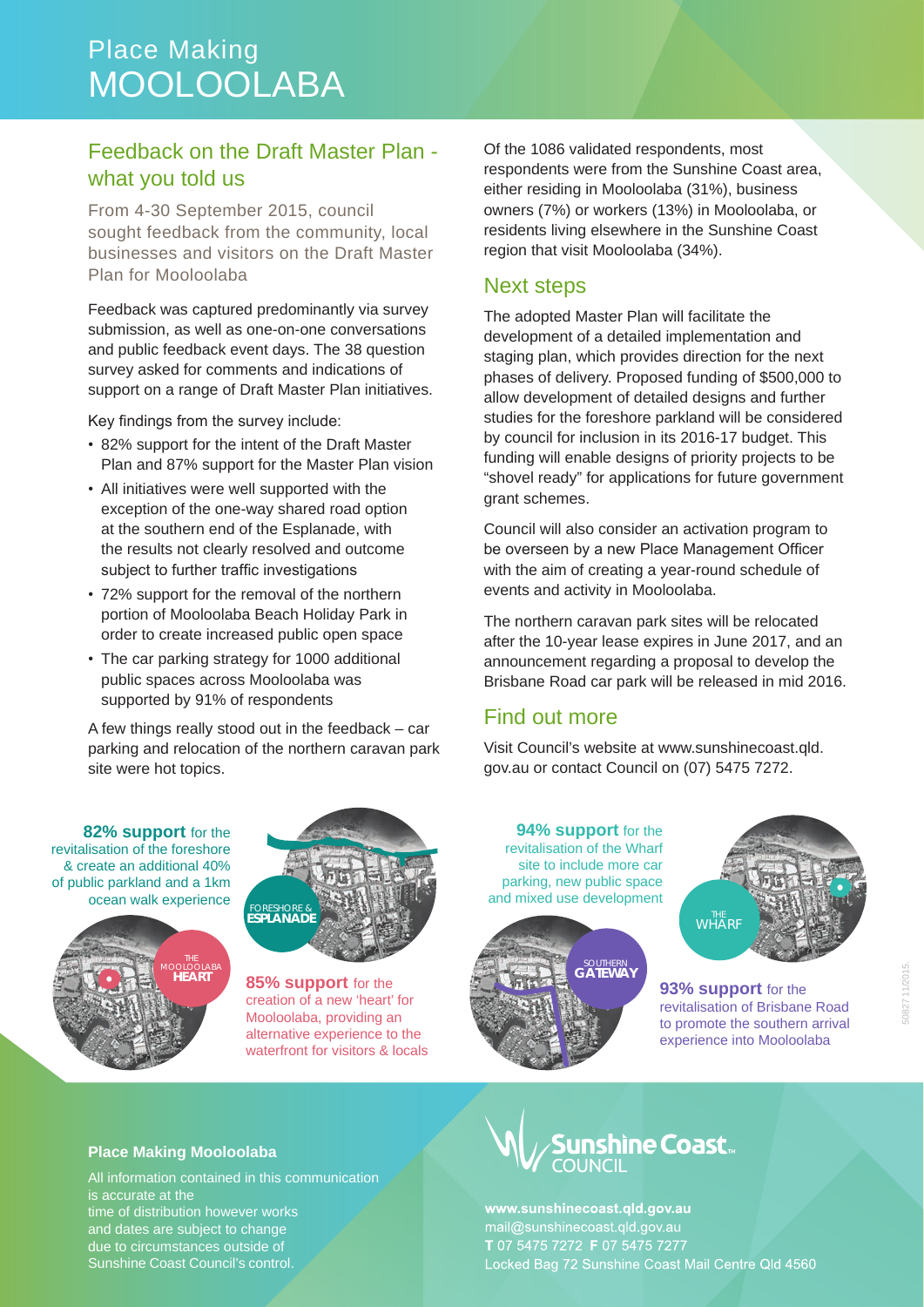# Place Making
# MOOLOOLABA

## Feedback on the Draft Master Plan - what you told us

From 4-30 September 2015, council sought feedback from the community, local businesses and visitors on the Draft Master Plan for Mooloolaba

Feedback was captured predominantly via survey submission, as well as one-on-one conversations and public feedback event days. The 38 question survey asked for comments and indications of support on a range of Draft Master Plan initiatives.

Key findings from the survey include:

- 82% support for the intent of the Draft Master Plan and 87% support for the Master Plan vision
- All initiatives were well supported with the exception of the one-way shared road option at the southern end of the Esplanade, with the results not clearly resolved and outcome subject to further traffic investigations
- 72% support for the removal of the northern portion of Mooloolaba Beach Holiday Park in order to create increased public open space
- The car parking strategy for 1000 additional public spaces across Mooloolaba was supported by 91% of respondents

A few things really stood out in the feedback – car parking and relocation of the northern caravan park site were hot topics.

Of the 1086 validated respondents, most respondents were from the Sunshine Coast area, either residing in Mooloolaba (31%), business owners (7%) or workers (13%) in Mooloolaba, or residents living elsewhere in the Sunshine Coast region that visit Mooloolaba (34%).

## Next steps

The adopted Master Plan will facilitate the development of a detailed implementation and staging plan, which provides direction for the next phases of delivery. Proposed funding of $500,000 to allow development of detailed designs and further studies for the foreshore parkland will be considered by council for inclusion in its 2016-17 budget. This funding will enable designs of priority projects to be "shovel ready" for applications for future government grant schemes.

Council will also consider an activation program to be overseen by a new Place Management Officer with the aim of creating a year-round schedule of events and activity in Mooloolaba.

The northern caravan park sites will be relocated after the 10-year lease expires in June 2017, and an announcement regarding a proposal to develop the Brisbane Road car park will be released in mid 2016.

## Find out more

Visit Council's website at www.sunshinecoast.qld.gov.au or contact Council on (07) 5475 7272.

**82% support** for the revitalisation of the foreshore & create an additional 40% of public parkland and a 1km ocean walk experience

FORESHORE & ESPLANADE

THE MOOLOOLABA HEART

**85% support** for the creation of a new 'heart' for Mooloolaba, providing an alternative experience to the waterfront for visitors & locals

**94% support** for the revitalisation of the Wharf site to include more car parking, new public space and mixed use development

THE WHARF

SOUTHERN GATEWAY

**93% support** for the revitalisation of Brisbane Road to promote the southern arrival experience into Mooloolaba

50827 11/2015.

**Place Making Mooloolaba**

All information contained in this communication is accurate at the time of distribution however works and dates are subject to change due to circumstances outside of Sunshine Coast Council's control.

Sunshine Coast COUNCIL

**www.sunshinecoast.qld.gov.au**
mail@sunshinecoast.qld.gov.au
**T** 07 5475 7272 **F** 07 5475 7277
Locked Bag 72 Sunshine Coast Mail Centre Qld 4560